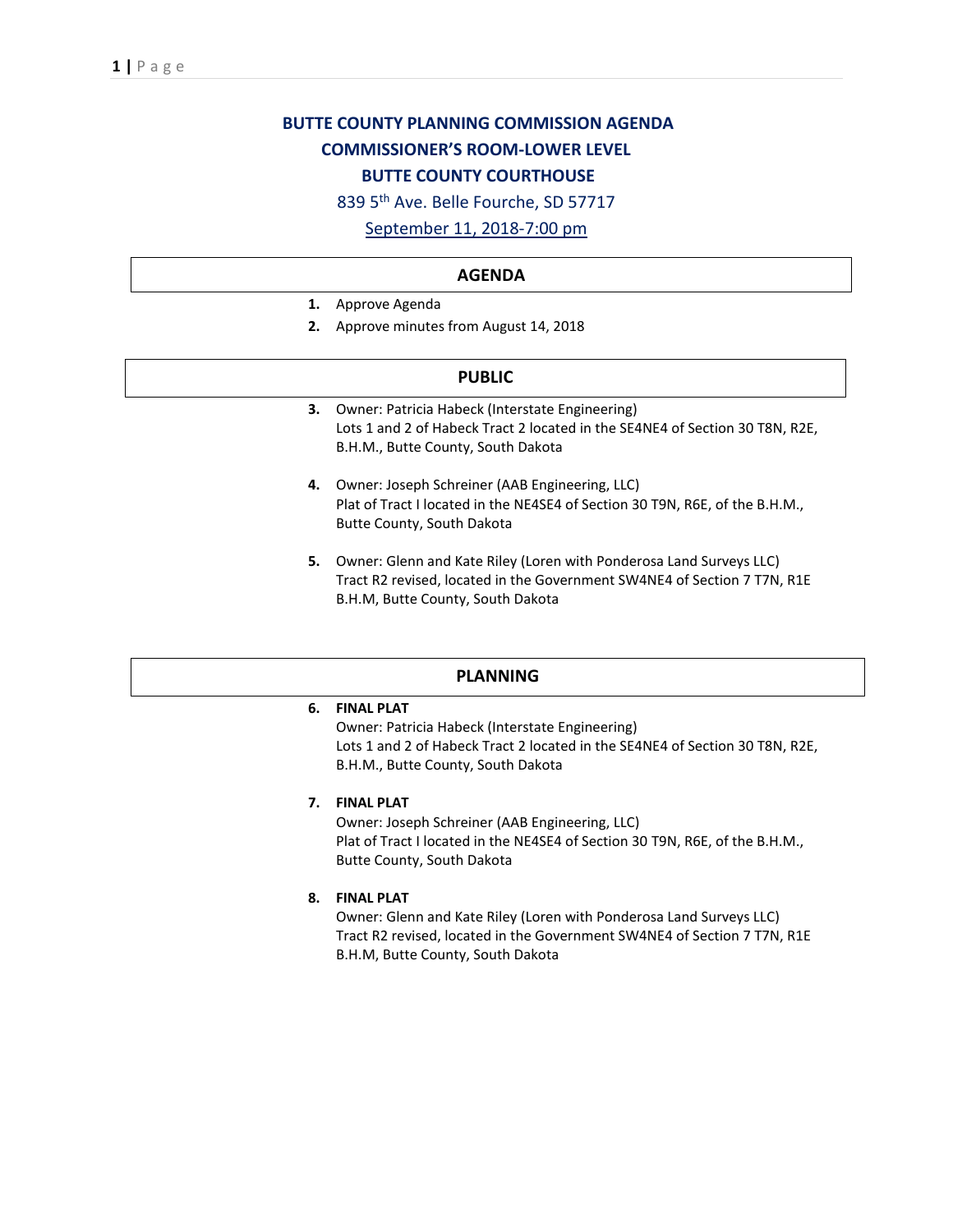# BUTTE COUNTY PLANNING COMMISSION AGENDA
## COMMISSIONER'S ROOM-LOWER LEVEL
## BUTTE COUNTY COURTHOUSE

839 5th Ave. Belle Fourche, SD 57717

September 11, 2018-7:00 pm

## AGENDA

1. Approve Agenda
2. Approve minutes from August 14, 2018

## PUBLIC

3. Owner: Patricia Habeck (Interstate Engineering)
   Lots 1 and 2 of Habeck Tract 2 located in the SE4NE4 of Section 30 T8N, R2E, B.H.M., Butte County, South Dakota

4. Owner: Joseph Schreiner (AAB Engineering, LLC)
   Plat of Tract I located in the NE4SE4 of Section 30 T9N, R6E, of the B.H.M., Butte County, South Dakota

5. Owner: Glenn and Kate Riley (Loren with Ponderosa Land Surveys LLC)
   Tract R2 revised, located in the Government SW4NE4 of Section 7 T7N, R1E B.H.M, Butte County, South Dakota

## PLANNING

6. **FINAL PLAT**
   Owner: Patricia Habeck (Interstate Engineering)
   Lots 1 and 2 of Habeck Tract 2 located in the SE4NE4 of Section 30 T8N, R2E, B.H.M., Butte County, South Dakota

7. **FINAL PLAT**
   Owner: Joseph Schreiner (AAB Engineering, LLC)
   Plat of Tract I located in the NE4SE4 of Section 30 T9N, R6E, of the B.H.M., Butte County, South Dakota

8. **FINAL PLAT**
   Owner: Glenn and Kate Riley (Loren with Ponderosa Land Surveys LLC)
   Tract R2 revised, located in the Government SW4NE4 of Section 7 T7N, R1E B.H.M, Butte County, South Dakota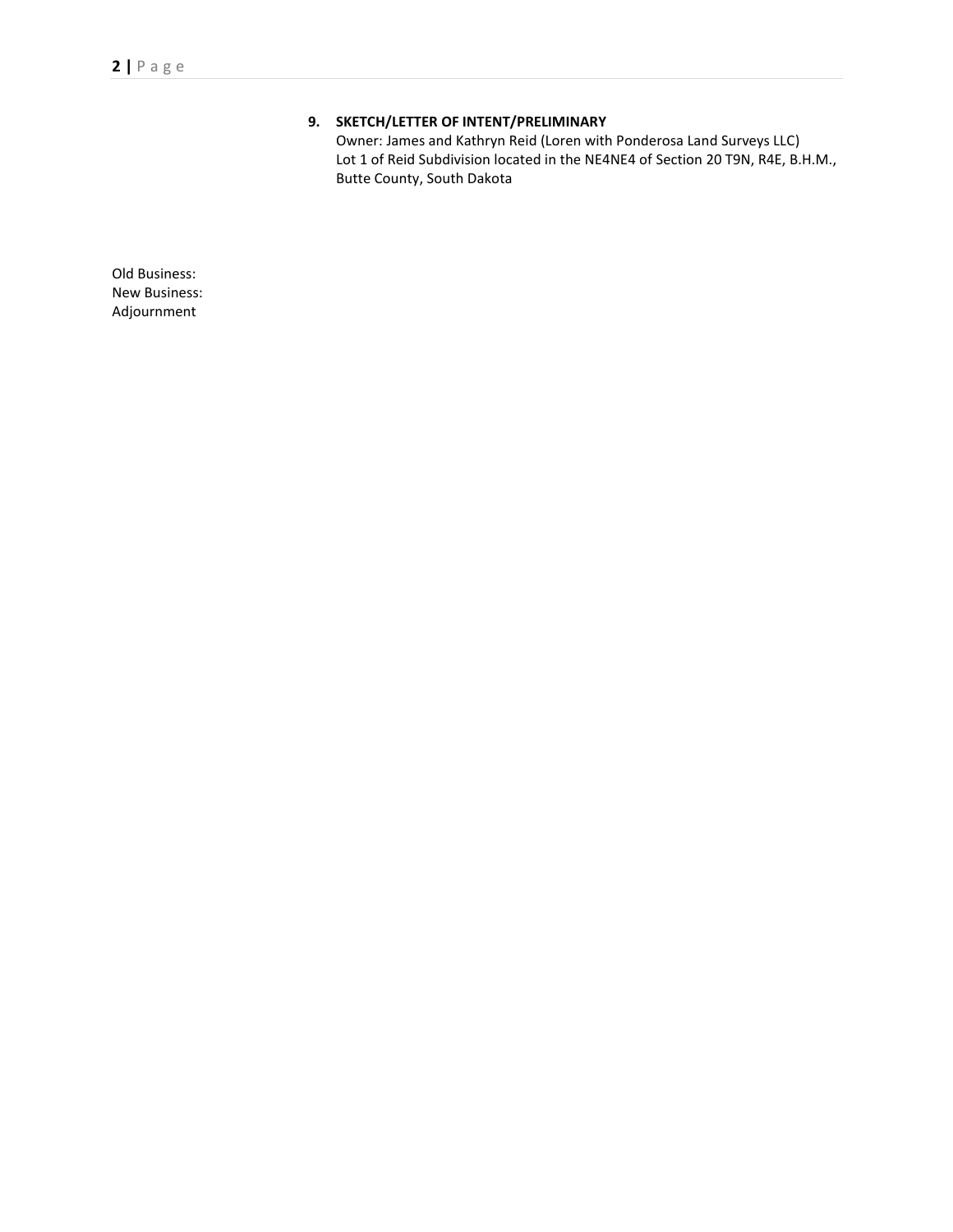9. **SKETCH/LETTER OF INTENT/PRELIMINARY**
   Owner: James and Kathryn Reid (Loren with Ponderosa Land Surveys LLC)
   Lot 1 of Reid Subdivision located in the NE4NE4 of Section 20 T9N, R4E, B.H.M., Butte County, South Dakota

Old Business:
New Business:
Adjournment